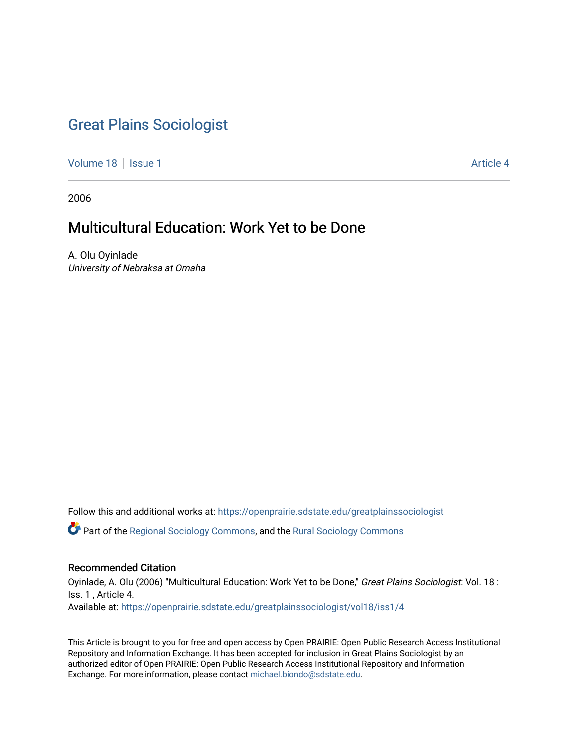# Great Plains Sociologist

Volume 18 | Issue 1 Article 4

2006

## Multicultural Education: Work Yet to be Done

A. Olu Oyinlade
*University of Nebraksa at Omaha*

Follow this and additional works at: https://openprairie.sdstate.edu/greatplainssociologist

Part of the Regional Sociology Commons, and the Rural Sociology Commons

### Recommended Citation

Oyinlade, A. Olu (2006) "Multicultural Education: Work Yet to be Done," *Great Plains Sociologist*: Vol. 18 : Iss. 1 , Article 4.
Available at: https://openprairie.sdstate.edu/greatplainssociologist/vol18/iss1/4

This Article is brought to you for free and open access by Open PRAIRIE: Open Public Research Access Institutional Repository and Information Exchange. It has been accepted for inclusion in Great Plains Sociologist by an authorized editor of Open PRAIRIE: Open Public Research Access Institutional Repository and Information Exchange. For more information, please contact michael.biondo@sdstate.edu.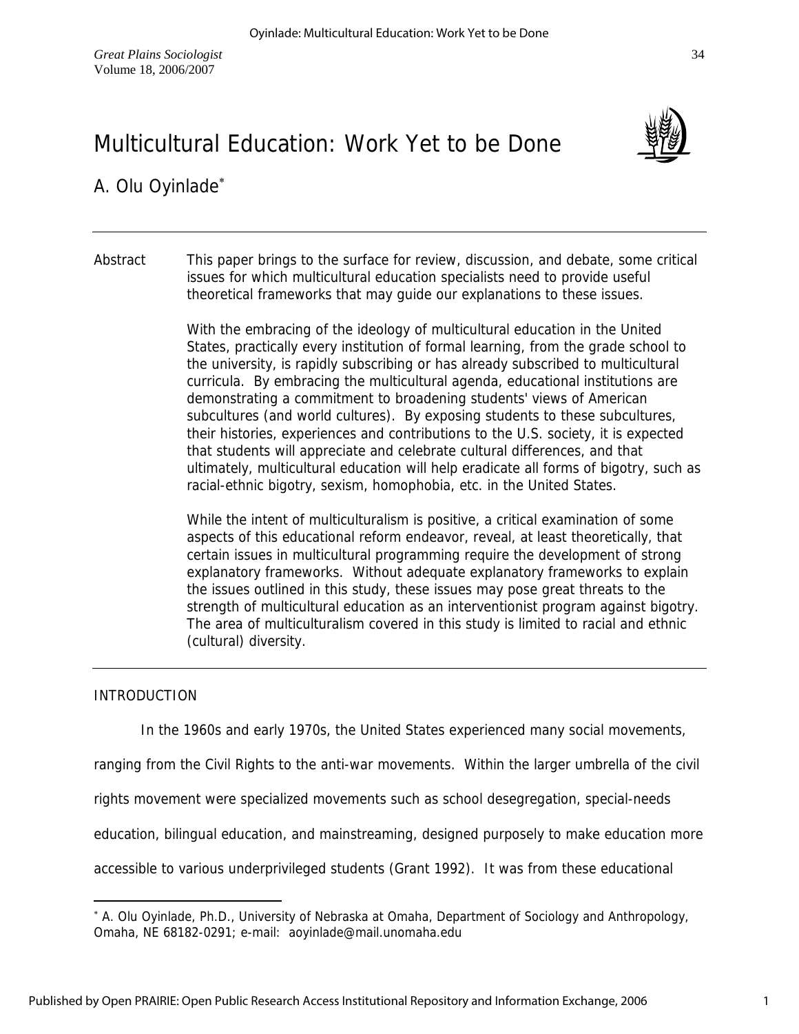# Multicultural Education: Work Yet to be Done

A. Olu Oyinlade[*]

Abstract

This paper brings to the surface for review, discussion, and debate, some critical issues for which multicultural education specialists need to provide useful theoretical frameworks that may guide our explanations to these issues.

With the embracing of the ideology of multicultural education in the United States, practically every institution of formal learning, from the grade school to the university, is rapidly subscribing or has already subscribed to multicultural curricula. By embracing the multicultural agenda, educational institutions are demonstrating a commitment to broadening students' views of American subcultures (and world cultures). By exposing students to these subcultures, their histories, experiences and contributions to the U.S. society, it is expected that students will appreciate and celebrate cultural differences, and that ultimately, multicultural education will help eradicate all forms of bigotry, such as racial-ethnic bigotry, sexism, homophobia, etc. in the United States.

While the intent of multiculturalism is positive, a critical examination of some aspects of this educational reform endeavor, reveal, at least theoretically, that certain issues in multicultural programming require the development of strong explanatory frameworks. Without adequate explanatory frameworks to explain the issues outlined in this study, these issues may pose great threats to the strength of multicultural education as an interventionist program against bigotry. The area of multiculturalism covered in this study is limited to racial and ethnic (cultural) diversity.

## INTRODUCTION

In the 1960s and early 1970s, the United States experienced many social movements, ranging from the Civil Rights to the anti-war movements. Within the larger umbrella of the civil rights movement were specialized movements such as school desegregation, special-needs education, bilingual education, and mainstreaming, designed purposely to make education more accessible to various underprivileged students (Grant 1992). It was from these educational

[*] A. Olu Oyinlade, Ph.D., University of Nebraska at Omaha, Department of Sociology and Anthropology, Omaha, NE 68182-0291; e-mail: aoyinlade@mail.unomaha.edu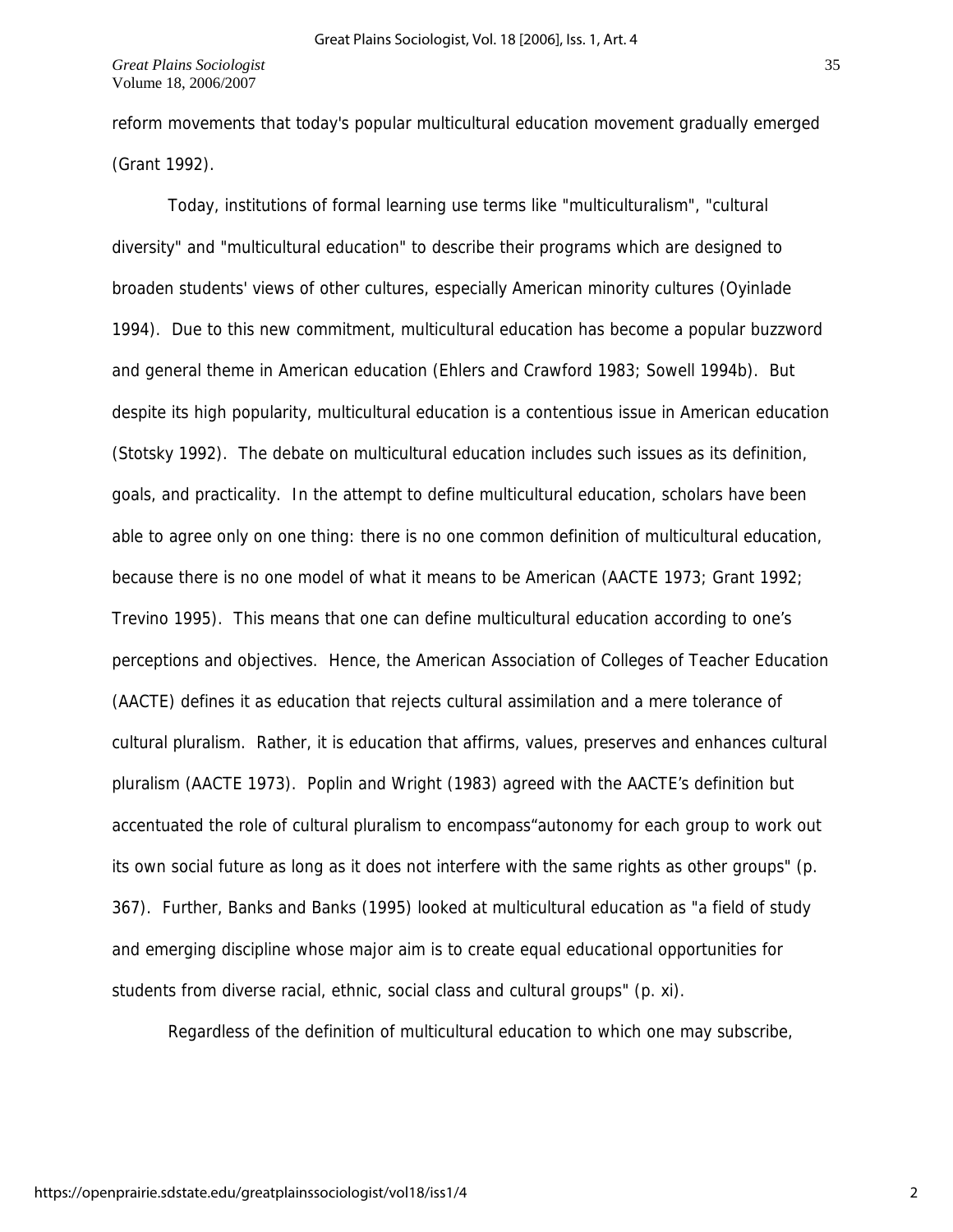reform movements that today's popular multicultural education movement gradually emerged (Grant 1992).

Today, institutions of formal learning use terms like "multiculturalism", "cultural diversity" and "multicultural education" to describe their programs which are designed to broaden students' views of other cultures, especially American minority cultures (Oyinlade 1994). Due to this new commitment, multicultural education has become a popular buzzword and general theme in American education (Ehlers and Crawford 1983; Sowell 1994b). But despite its high popularity, multicultural education is a contentious issue in American education (Stotsky 1992). The debate on multicultural education includes such issues as its definition, goals, and practicality. In the attempt to define multicultural education, scholars have been able to agree only on one thing: there is no one common definition of multicultural education, because there is no one model of what it means to be American (AACTE 1973; Grant 1992; Trevino 1995). This means that one can define multicultural education according to one's perceptions and objectives. Hence, the American Association of Colleges of Teacher Education (AACTE) defines it as education that rejects cultural assimilation and a mere tolerance of cultural pluralism. Rather, it is education that affirms, values, preserves and enhances cultural pluralism (AACTE 1973). Poplin and Wright (1983) agreed with the AACTE's definition but accentuated the role of cultural pluralism to encompass"autonomy for each group to work out its own social future as long as it does not interfere with the same rights as other groups" (p. 367). Further, Banks and Banks (1995) looked at multicultural education as "a field of study and emerging discipline whose major aim is to create equal educational opportunities for students from diverse racial, ethnic, social class and cultural groups" (p. xi).

Regardless of the definition of multicultural education to which one may subscribe,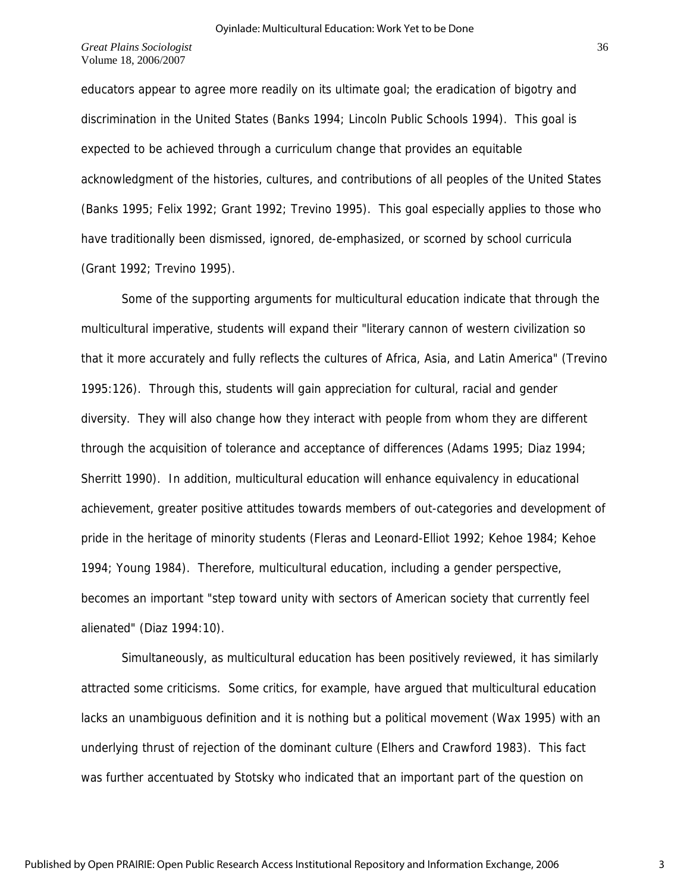educators appear to agree more readily on its ultimate goal; the eradication of bigotry and discrimination in the United States (Banks 1994; Lincoln Public Schools 1994). This goal is expected to be achieved through a curriculum change that provides an equitable acknowledgment of the histories, cultures, and contributions of all peoples of the United States (Banks 1995; Felix 1992; Grant 1992; Trevino 1995). This goal especially applies to those who have traditionally been dismissed, ignored, de-emphasized, or scorned by school curricula (Grant 1992; Trevino 1995).

Some of the supporting arguments for multicultural education indicate that through the multicultural imperative, students will expand their "literary cannon of western civilization so that it more accurately and fully reflects the cultures of Africa, Asia, and Latin America" (Trevino 1995:126). Through this, students will gain appreciation for cultural, racial and gender diversity. They will also change how they interact with people from whom they are different through the acquisition of tolerance and acceptance of differences (Adams 1995; Diaz 1994; Sherritt 1990). In addition, multicultural education will enhance equivalency in educational achievement, greater positive attitudes towards members of out-categories and development of pride in the heritage of minority students (Fleras and Leonard-Elliot 1992; Kehoe 1984; Kehoe 1994; Young 1984). Therefore, multicultural education, including a gender perspective, becomes an important "step toward unity with sectors of American society that currently feel alienated" (Diaz 1994:10).

Simultaneously, as multicultural education has been positively reviewed, it has similarly attracted some criticisms. Some critics, for example, have argued that multicultural education lacks an unambiguous definition and it is nothing but a political movement (Wax 1995) with an underlying thrust of rejection of the dominant culture (Elhers and Crawford 1983). This fact was further accentuated by Stotsky who indicated that an important part of the question on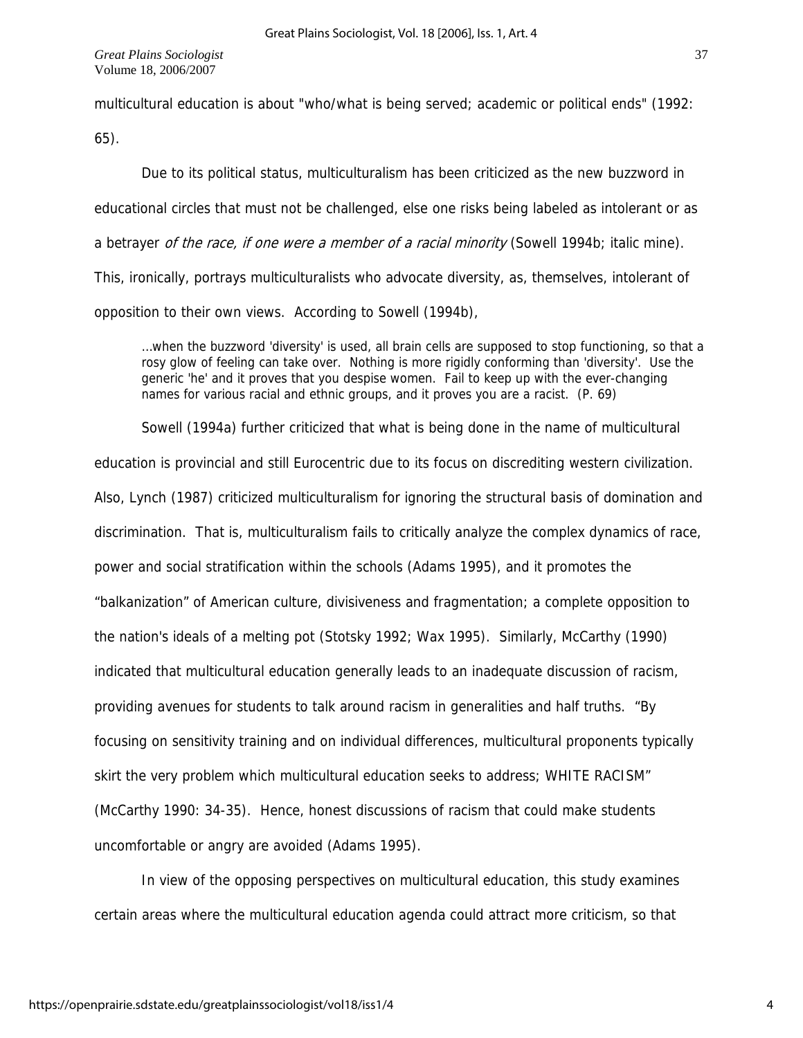multicultural education is about "who/what is being served; academic or political ends" (1992: 65).

Due to its political status, multiculturalism has been criticized as the new buzzword in educational circles that must not be challenged, else one risks being labeled as intolerant or as a betrayer *of the race, if one were a member of a racial minority* (Sowell 1994b; italic mine). This, ironically, portrays multiculturalists who advocate diversity, as, themselves, intolerant of opposition to their own views. According to Sowell (1994b),

> ...when the buzzword 'diversity' is used, all brain cells are supposed to stop functioning, so that a rosy glow of feeling can take over. Nothing is more rigidly conforming than 'diversity'. Use the generic 'he' and it proves that you despise women. Fail to keep up with the ever-changing names for various racial and ethnic groups, and it proves you are a racist. (P. 69)

Sowell (1994a) further criticized that what is being done in the name of multicultural education is provincial and still Eurocentric due to its focus on discrediting western civilization. Also, Lynch (1987) criticized multiculturalism for ignoring the structural basis of domination and discrimination. That is, multiculturalism fails to critically analyze the complex dynamics of race, power and social stratification within the schools (Adams 1995), and it promotes the "balkanization" of American culture, divisiveness and fragmentation; a complete opposition to the nation's ideals of a melting pot (Stotsky 1992; Wax 1995). Similarly, McCarthy (1990) indicated that multicultural education generally leads to an inadequate discussion of racism, providing avenues for students to talk around racism in generalities and half truths. "By focusing on sensitivity training and on individual differences, multicultural proponents typically skirt the very problem which multicultural education seeks to address; WHITE RACISM" (McCarthy 1990: 34-35). Hence, honest discussions of racism that could make students uncomfortable or angry are avoided (Adams 1995).

In view of the opposing perspectives on multicultural education, this study examines certain areas where the multicultural education agenda could attract more criticism, so that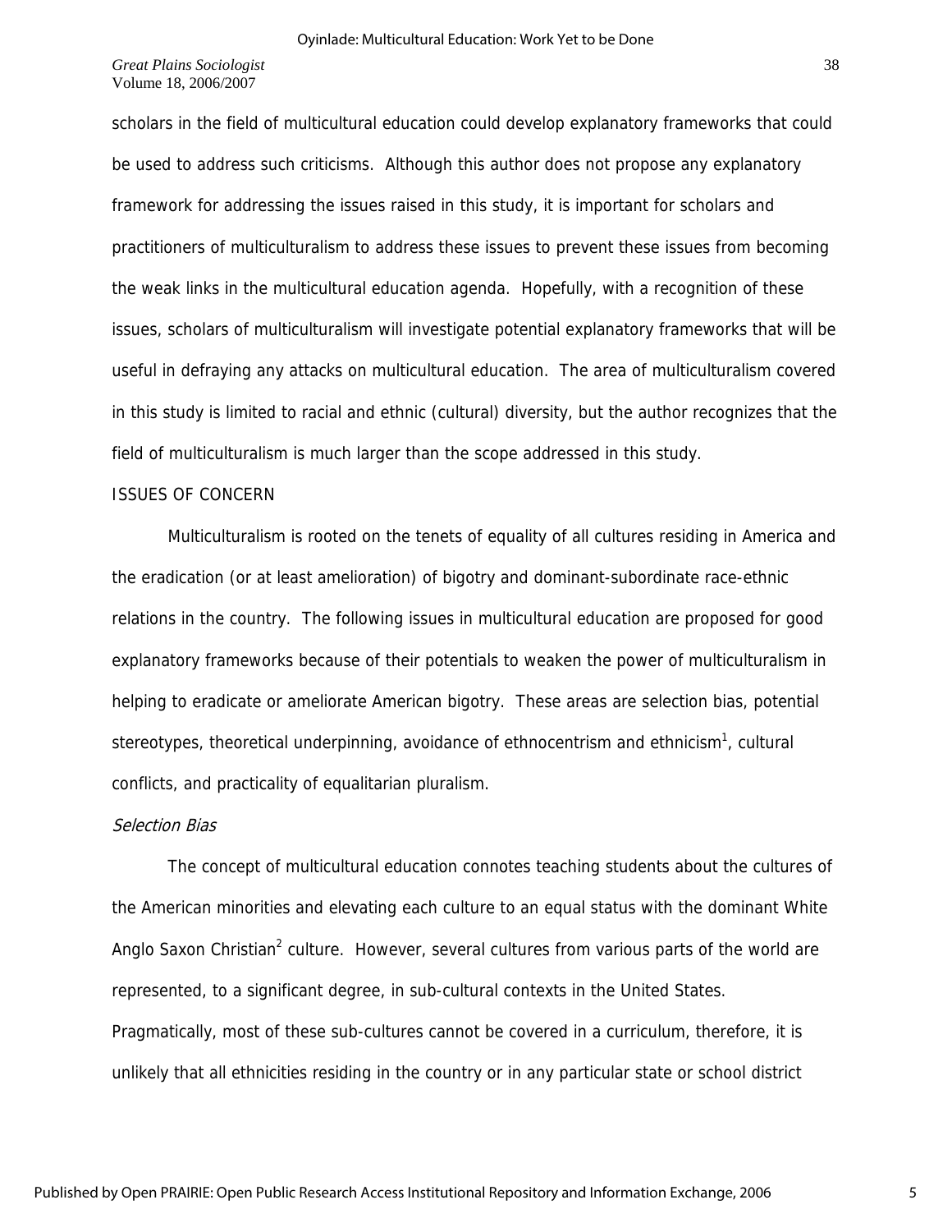scholars in the field of multicultural education could develop explanatory frameworks that could be used to address such criticisms. Although this author does not propose any explanatory framework for addressing the issues raised in this study, it is important for scholars and practitioners of multiculturalism to address these issues to prevent these issues from becoming the weak links in the multicultural education agenda. Hopefully, with a recognition of these issues, scholars of multiculturalism will investigate potential explanatory frameworks that will be useful in defraying any attacks on multicultural education. The area of multiculturalism covered in this study is limited to racial and ethnic (cultural) diversity, but the author recognizes that the field of multiculturalism is much larger than the scope addressed in this study.

## ISSUES OF CONCERN

Multiculturalism is rooted on the tenets of equality of all cultures residing in America and the eradication (or at least amelioration) of bigotry and dominant-subordinate race-ethnic relations in the country. The following issues in multicultural education are proposed for good explanatory frameworks because of their potentials to weaken the power of multiculturalism in helping to eradicate or ameliorate American bigotry. These areas are selection bias, potential stereotypes, theoretical underpinning, avoidance of ethnocentrism and ethnicism[1], cultural conflicts, and practicality of equalitarian pluralism.

### *Selection Bias*

The concept of multicultural education connotes teaching students about the cultures of the American minorities and elevating each culture to an equal status with the dominant White Anglo Saxon Christian[2] culture. However, several cultures from various parts of the world are represented, to a significant degree, in sub-cultural contexts in the United States. Pragmatically, most of these sub-cultures cannot be covered in a curriculum, therefore, it is unlikely that all ethnicities residing in the country or in any particular state or school district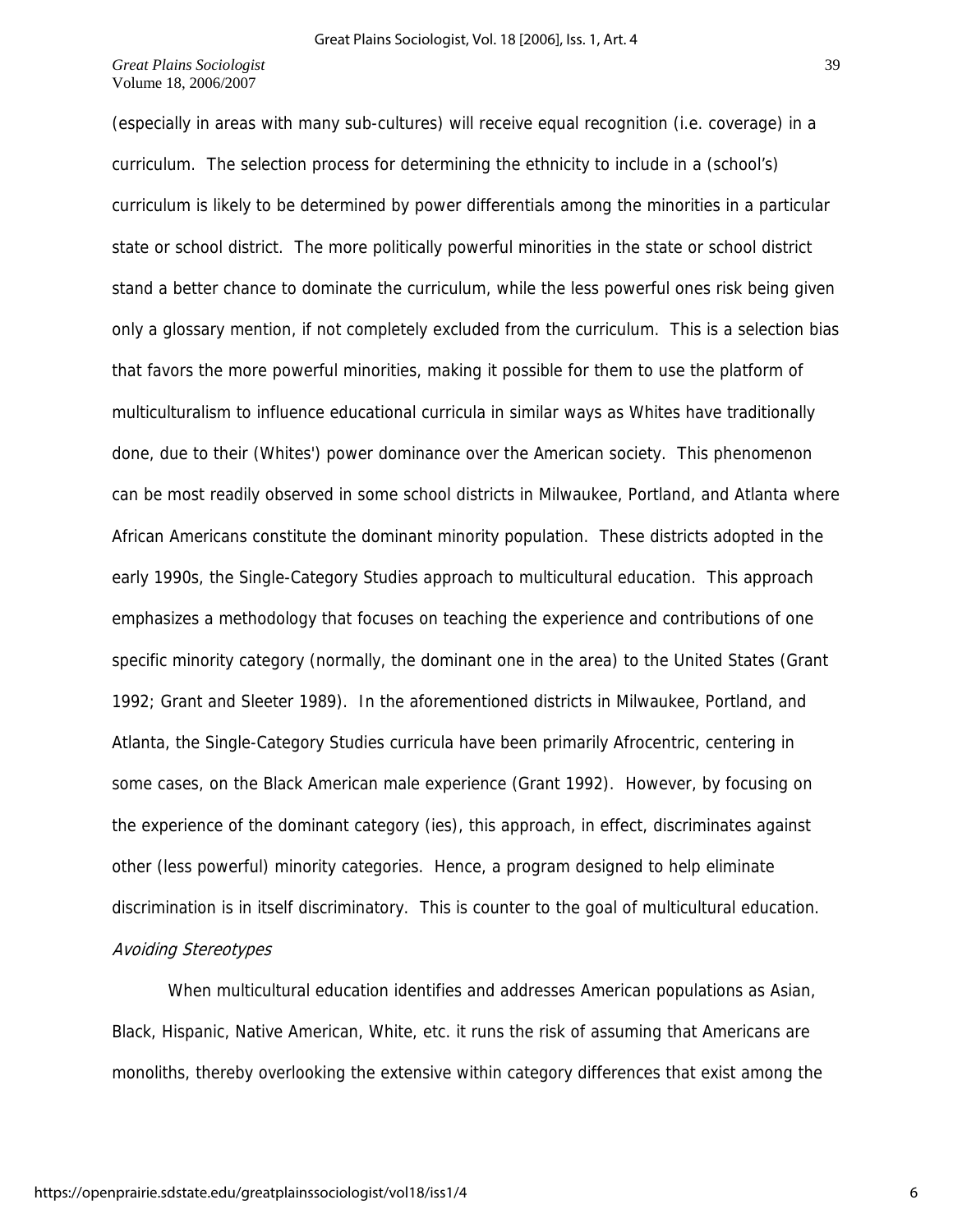(especially in areas with many sub-cultures) will receive equal recognition (i.e. coverage) in a curriculum. The selection process for determining the ethnicity to include in a (school's) curriculum is likely to be determined by power differentials among the minorities in a particular state or school district. The more politically powerful minorities in the state or school district stand a better chance to dominate the curriculum, while the less powerful ones risk being given only a glossary mention, if not completely excluded from the curriculum. This is a selection bias that favors the more powerful minorities, making it possible for them to use the platform of multiculturalism to influence educational curricula in similar ways as Whites have traditionally done, due to their (Whites') power dominance over the American society. This phenomenon can be most readily observed in some school districts in Milwaukee, Portland, and Atlanta where African Americans constitute the dominant minority population. These districts adopted in the early 1990s, the Single-Category Studies approach to multicultural education. This approach emphasizes a methodology that focuses on teaching the experience and contributions of one specific minority category (normally, the dominant one in the area) to the United States (Grant 1992; Grant and Sleeter 1989). In the aforementioned districts in Milwaukee, Portland, and Atlanta, the Single-Category Studies curricula have been primarily Afrocentric, centering in some cases, on the Black American male experience (Grant 1992). However, by focusing on the experience of the dominant category (ies), this approach, in effect, discriminates against other (less powerful) minority categories. Hence, a program designed to help eliminate discrimination is in itself discriminatory. This is counter to the goal of multicultural education.

*Avoiding Stereotypes*

When multicultural education identifies and addresses American populations as Asian, Black, Hispanic, Native American, White, etc. it runs the risk of assuming that Americans are monoliths, thereby overlooking the extensive within category differences that exist among the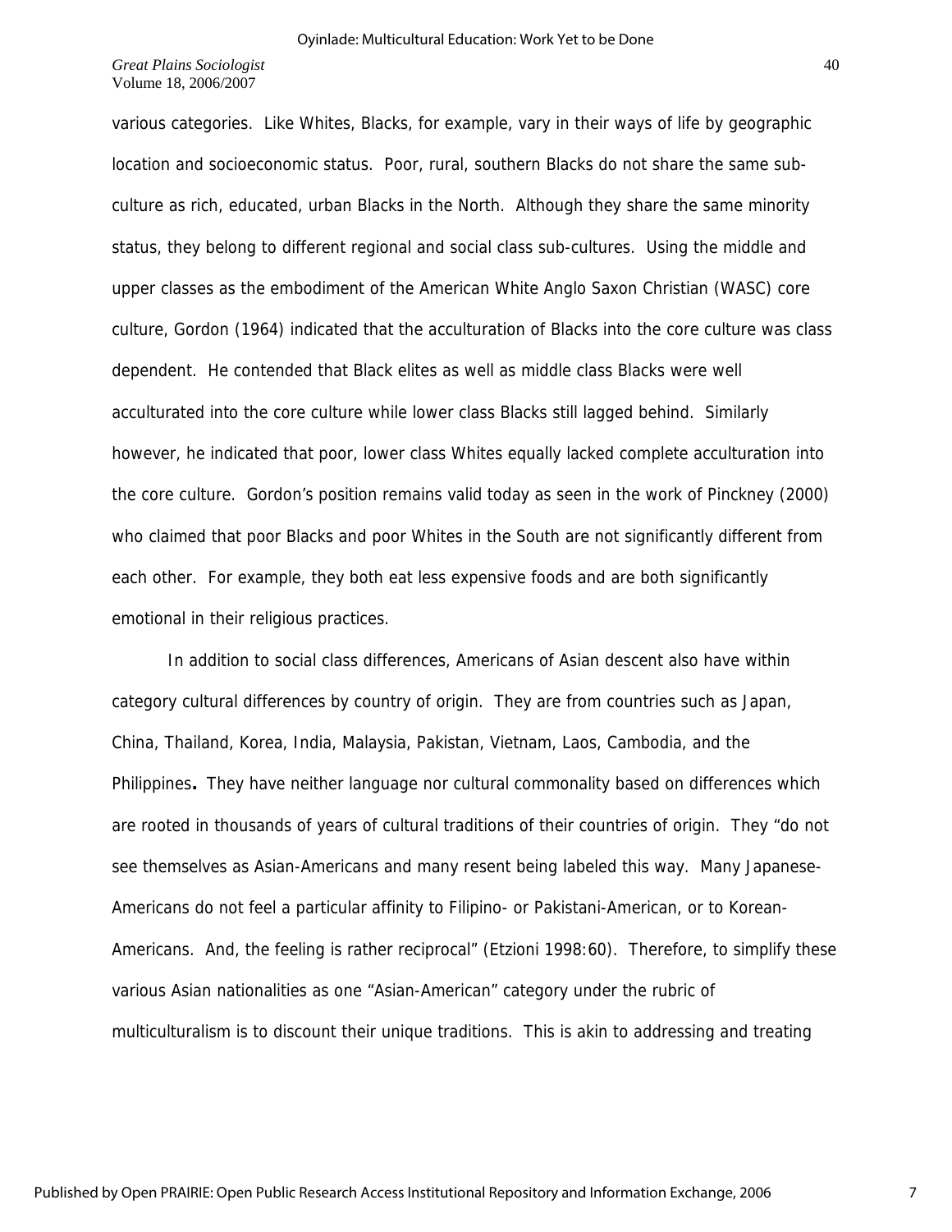various categories. Like Whites, Blacks, for example, vary in their ways of life by geographic location and socioeconomic status. Poor, rural, southern Blacks do not share the same sub-culture as rich, educated, urban Blacks in the North. Although they share the same minority status, they belong to different regional and social class sub-cultures. Using the middle and upper classes as the embodiment of the American White Anglo Saxon Christian (WASC) core culture, Gordon (1964) indicated that the acculturation of Blacks into the core culture was class dependent. He contended that Black elites as well as middle class Blacks were well acculturated into the core culture while lower class Blacks still lagged behind. Similarly however, he indicated that poor, lower class Whites equally lacked complete acculturation into the core culture. Gordon's position remains valid today as seen in the work of Pinckney (2000) who claimed that poor Blacks and poor Whites in the South are not significantly different from each other. For example, they both eat less expensive foods and are both significantly emotional in their religious practices.

In addition to social class differences, Americans of Asian descent also have within category cultural differences by country of origin. They are from countries such as Japan, China, Thailand, Korea, India, Malaysia, Pakistan, Vietnam, Laos, Cambodia, and the Philippines**.** They have neither language nor cultural commonality based on differences which are rooted in thousands of years of cultural traditions of their countries of origin. They "do not see themselves as Asian-Americans and many resent being labeled this way. Many Japanese-Americans do not feel a particular affinity to Filipino- or Pakistani-American, or to Korean-Americans. And, the feeling is rather reciprocal" (Etzioni 1998:60). Therefore, to simplify these various Asian nationalities as one "Asian-American" category under the rubric of multiculturalism is to discount their unique traditions. This is akin to addressing and treating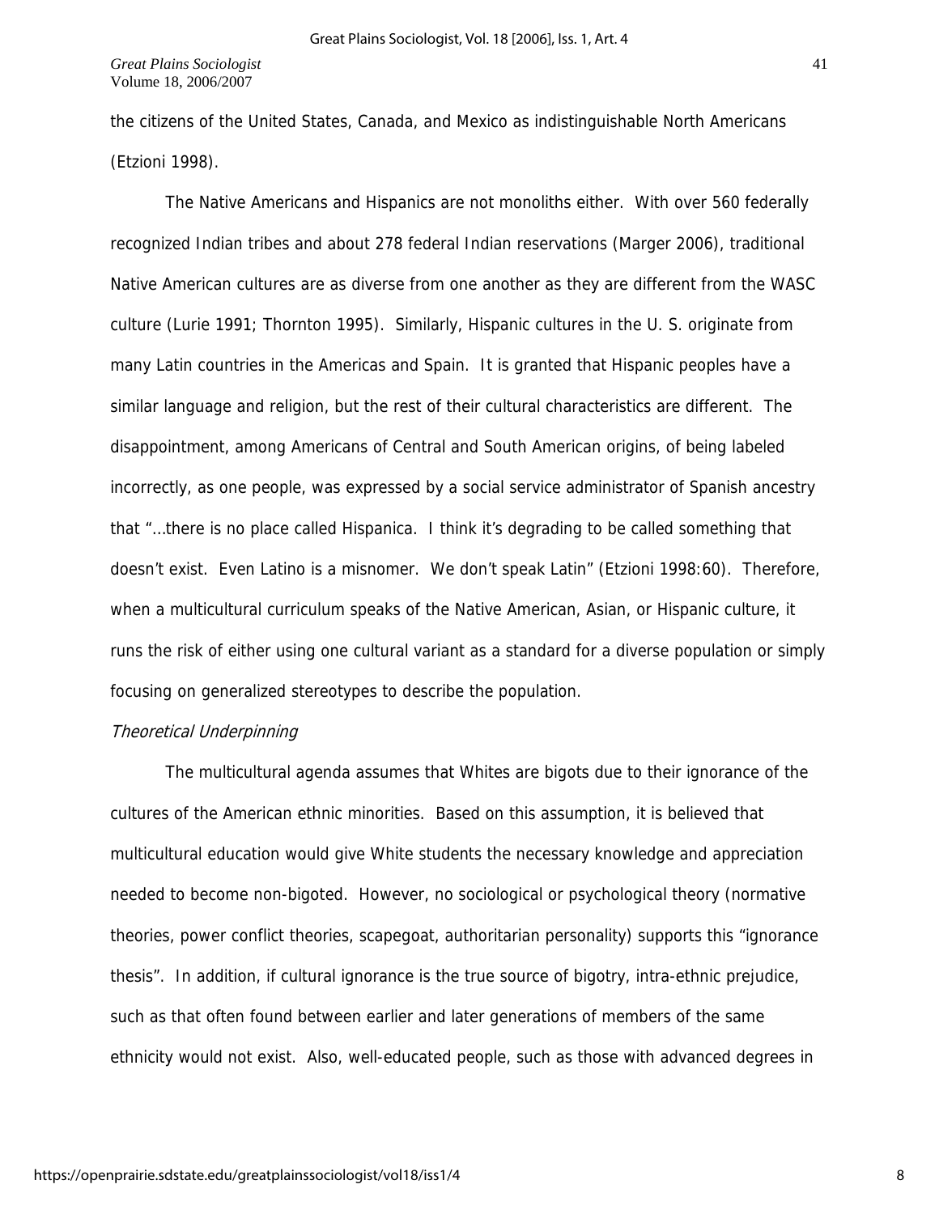the citizens of the United States, Canada, and Mexico as indistinguishable North Americans (Etzioni 1998).

The Native Americans and Hispanics are not monoliths either. With over 560 federally recognized Indian tribes and about 278 federal Indian reservations (Marger 2006), traditional Native American cultures are as diverse from one another as they are different from the WASC culture (Lurie 1991; Thornton 1995). Similarly, Hispanic cultures in the U. S. originate from many Latin countries in the Americas and Spain. It is granted that Hispanic peoples have a similar language and religion, but the rest of their cultural characteristics are different. The disappointment, among Americans of Central and South American origins, of being labeled incorrectly, as one people, was expressed by a social service administrator of Spanish ancestry that "…there is no place called Hispanica. I think it's degrading to be called something that doesn't exist. Even Latino is a misnomer. We don't speak Latin" (Etzioni 1998:60). Therefore, when a multicultural curriculum speaks of the Native American, Asian, or Hispanic culture, it runs the risk of either using one cultural variant as a standard for a diverse population or simply focusing on generalized stereotypes to describe the population.

*Theoretical Underpinning*

The multicultural agenda assumes that Whites are bigots due to their ignorance of the cultures of the American ethnic minorities. Based on this assumption, it is believed that multicultural education would give White students the necessary knowledge and appreciation needed to become non-bigoted. However, no sociological or psychological theory (normative theories, power conflict theories, scapegoat, authoritarian personality) supports this "ignorance thesis". In addition, if cultural ignorance is the true source of bigotry, intra-ethnic prejudice, such as that often found between earlier and later generations of members of the same ethnicity would not exist. Also, well-educated people, such as those with advanced degrees in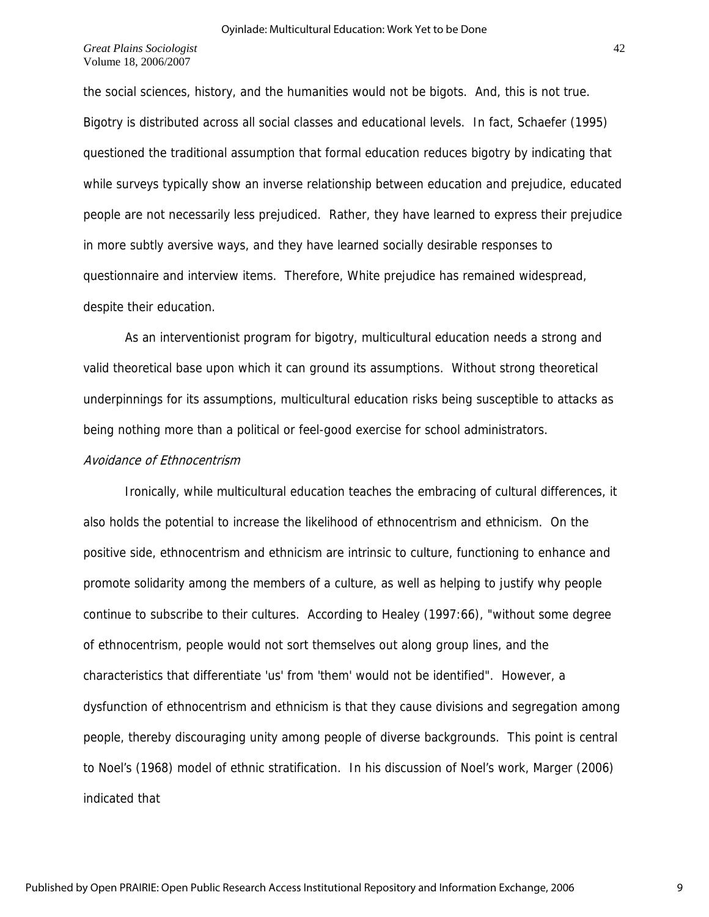the social sciences, history, and the humanities would not be bigots. And, this is not true. Bigotry is distributed across all social classes and educational levels. In fact, Schaefer (1995) questioned the traditional assumption that formal education reduces bigotry by indicating that while surveys typically show an inverse relationship between education and prejudice, educated people are not necessarily less prejudiced. Rather, they have learned to express their prejudice in more subtly aversive ways, and they have learned socially desirable responses to questionnaire and interview items. Therefore, White prejudice has remained widespread, despite their education.

As an interventionist program for bigotry, multicultural education needs a strong and valid theoretical base upon which it can ground its assumptions. Without strong theoretical underpinnings for its assumptions, multicultural education risks being susceptible to attacks as being nothing more than a political or feel-good exercise for school administrators.

*Avoidance of Ethnocentrism*

Ironically, while multicultural education teaches the embracing of cultural differences, it also holds the potential to increase the likelihood of ethnocentrism and ethnicism. On the positive side, ethnocentrism and ethnicism are intrinsic to culture, functioning to enhance and promote solidarity among the members of a culture, as well as helping to justify why people continue to subscribe to their cultures. According to Healey (1997:66), "without some degree of ethnocentrism, people would not sort themselves out along group lines, and the characteristics that differentiate 'us' from 'them' would not be identified". However, a dysfunction of ethnocentrism and ethnicism is that they cause divisions and segregation among people, thereby discouraging unity among people of diverse backgrounds. This point is central to Noel's (1968) model of ethnic stratification. In his discussion of Noel's work, Marger (2006) indicated that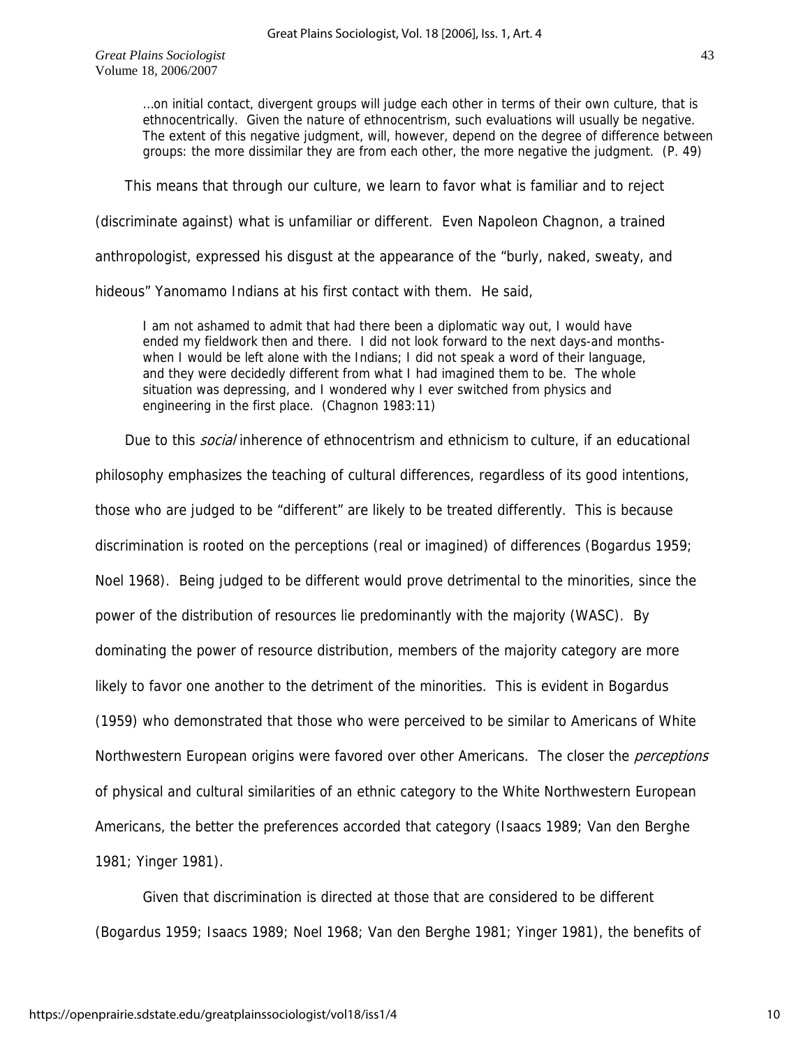...on initial contact, divergent groups will judge each other in terms of their own culture, that is ethnocentrically. Given the nature of ethnocentrism, such evaluations will usually be negative. The extent of this negative judgment, will, however, depend on the degree of difference between groups: the more dissimilar they are from each other, the more negative the judgment. (P. 49)

This means that through our culture, we learn to favor what is familiar and to reject (discriminate against) what is unfamiliar or different. Even Napoleon Chagnon, a trained anthropologist, expressed his disgust at the appearance of the "burly, naked, sweaty, and hideous" Yanomamo Indians at his first contact with them. He said,

> I am not ashamed to admit that had there been a diplomatic way out, I would have ended my fieldwork then and there. I did not look forward to the next days-and months-when I would be left alone with the Indians; I did not speak a word of their language, and they were decidedly different from what I had imagined them to be. The whole situation was depressing, and I wondered why I ever switched from physics and engineering in the first place. (Chagnon 1983:11)

Due to this *social* inherence of ethnocentrism and ethnicism to culture, if an educational philosophy emphasizes the teaching of cultural differences, regardless of its good intentions, those who are judged to be "different" are likely to be treated differently. This is because discrimination is rooted on the perceptions (real or imagined) of differences (Bogardus 1959; Noel 1968). Being judged to be different would prove detrimental to the minorities, since the power of the distribution of resources lie predominantly with the majority (WASC). By dominating the power of resource distribution, members of the majority category are more likely to favor one another to the detriment of the minorities. This is evident in Bogardus (1959) who demonstrated that those who were perceived to be similar to Americans of White Northwestern European origins were favored over other Americans. The closer the *perceptions* of physical and cultural similarities of an ethnic category to the White Northwestern European Americans, the better the preferences accorded that category (Isaacs 1989; Van den Berghe 1981; Yinger 1981).

Given that discrimination is directed at those that are considered to be different (Bogardus 1959; Isaacs 1989; Noel 1968; Van den Berghe 1981; Yinger 1981), the benefits of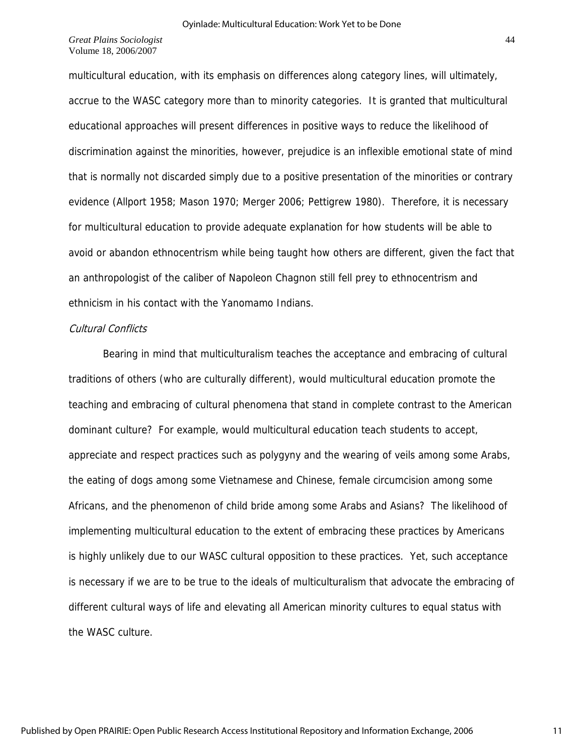multicultural education, with its emphasis on differences along category lines, will ultimately, accrue to the WASC category more than to minority categories. It is granted that multicultural educational approaches will present differences in positive ways to reduce the likelihood of discrimination against the minorities, however, prejudice is an inflexible emotional state of mind that is normally not discarded simply due to a positive presentation of the minorities or contrary evidence (Allport 1958; Mason 1970; Merger 2006; Pettigrew 1980). Therefore, it is necessary for multicultural education to provide adequate explanation for how students will be able to avoid or abandon ethnocentrism while being taught how others are different, given the fact that an anthropologist of the caliber of Napoleon Chagnon still fell prey to ethnocentrism and ethnicism in his contact with the Yanomamo Indians.

*Cultural Conflicts*

Bearing in mind that multiculturalism teaches the acceptance and embracing of cultural traditions of others (who are culturally different), would multicultural education promote the teaching and embracing of cultural phenomena that stand in complete contrast to the American dominant culture? For example, would multicultural education teach students to accept, appreciate and respect practices such as polygyny and the wearing of veils among some Arabs, the eating of dogs among some Vietnamese and Chinese, female circumcision among some Africans, and the phenomenon of child bride among some Arabs and Asians? The likelihood of implementing multicultural education to the extent of embracing these practices by Americans is highly unlikely due to our WASC cultural opposition to these practices. Yet, such acceptance is necessary if we are to be true to the ideals of multiculturalism that advocate the embracing of different cultural ways of life and elevating all American minority cultures to equal status with the WASC culture.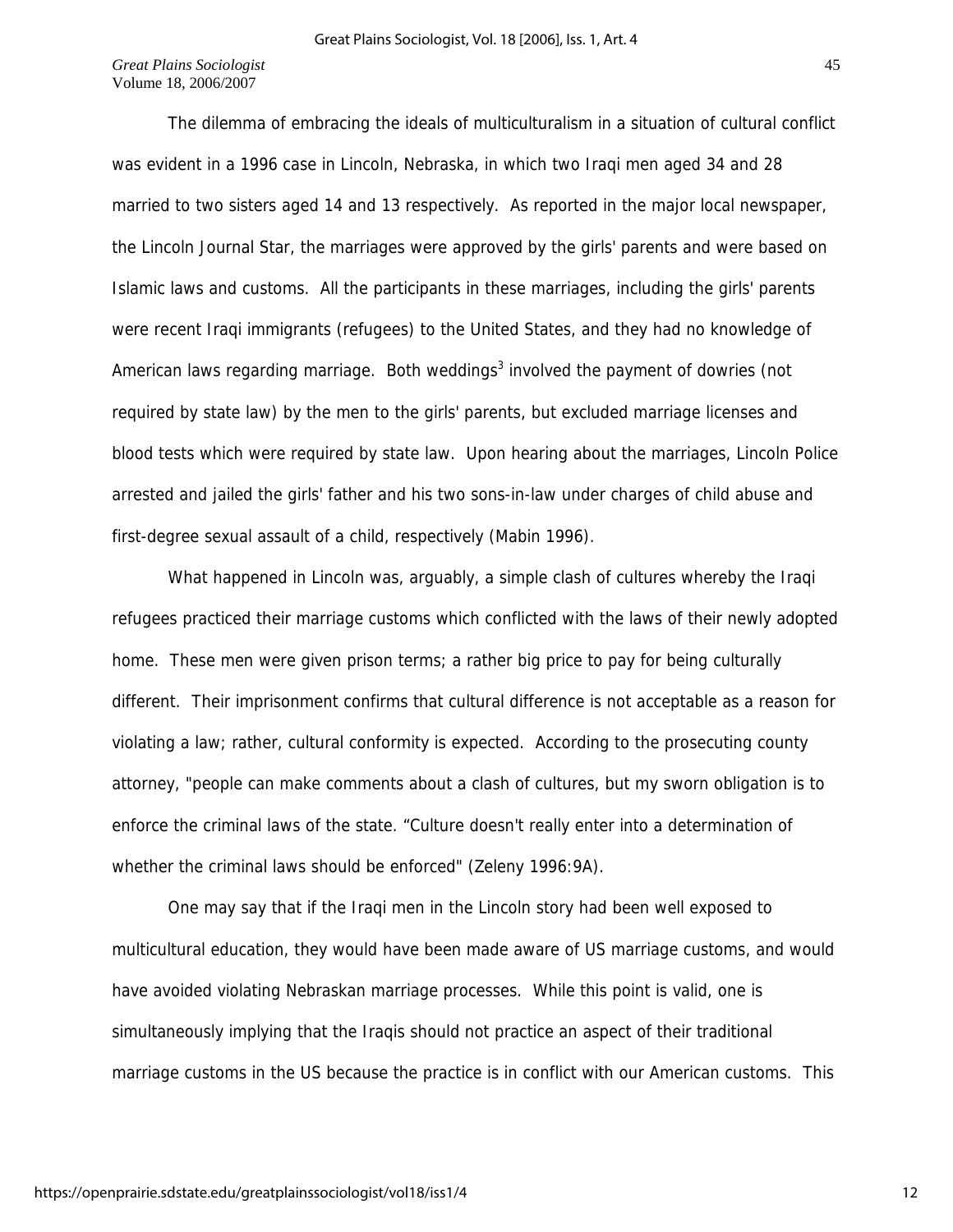The dilemma of embracing the ideals of multiculturalism in a situation of cultural conflict was evident in a 1996 case in Lincoln, Nebraska, in which two Iraqi men aged 34 and 28 married to two sisters aged 14 and 13 respectively. As reported in the major local newspaper, the Lincoln Journal Star, the marriages were approved by the girls' parents and were based on Islamic laws and customs. All the participants in these marriages, including the girls' parents were recent Iraqi immigrants (refugees) to the United States, and they had no knowledge of American laws regarding marriage. Both weddings[3] involved the payment of dowries (not required by state law) by the men to the girls' parents, but excluded marriage licenses and blood tests which were required by state law. Upon hearing about the marriages, Lincoln Police arrested and jailed the girls' father and his two sons-in-law under charges of child abuse and first-degree sexual assault of a child, respectively (Mabin 1996).

What happened in Lincoln was, arguably, a simple clash of cultures whereby the Iraqi refugees practiced their marriage customs which conflicted with the laws of their newly adopted home. These men were given prison terms; a rather big price to pay for being culturally different. Their imprisonment confirms that cultural difference is not acceptable as a reason for violating a law; rather, cultural conformity is expected. According to the prosecuting county attorney, "people can make comments about a clash of cultures, but my sworn obligation is to enforce the criminal laws of the state. “Culture doesn't really enter into a determination of whether the criminal laws should be enforced" (Zeleny 1996:9A).

One may say that if the Iraqi men in the Lincoln story had been well exposed to multicultural education, they would have been made aware of US marriage customs, and would have avoided violating Nebraskan marriage processes. While this point is valid, one is simultaneously implying that the Iraqis should not practice an aspect of their traditional marriage customs in the US because the practice is in conflict with our American customs. This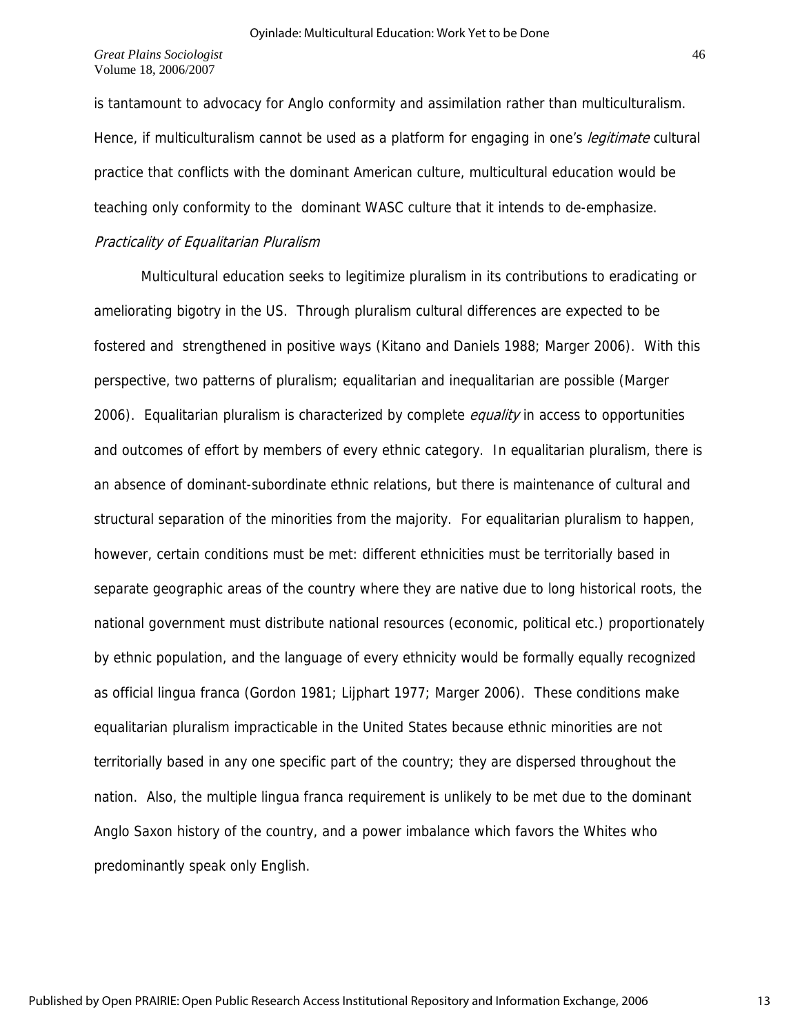is tantamount to advocacy for Anglo conformity and assimilation rather than multiculturalism. Hence, if multiculturalism cannot be used as a platform for engaging in one's *legitimate* cultural practice that conflicts with the dominant American culture, multicultural education would be teaching only conformity to the dominant WASC culture that it intends to de-emphasize.

*Practicality of Equalitarian Pluralism*

Multicultural education seeks to legitimize pluralism in its contributions to eradicating or ameliorating bigotry in the US. Through pluralism cultural differences are expected to be fostered and strengthened in positive ways (Kitano and Daniels 1988; Marger 2006). With this perspective, two patterns of pluralism; equalitarian and inequalitarian are possible (Marger 2006). Equalitarian pluralism is characterized by complete *equality* in access to opportunities and outcomes of effort by members of every ethnic category. In equalitarian pluralism, there is an absence of dominant-subordinate ethnic relations, but there is maintenance of cultural and structural separation of the minorities from the majority. For equalitarian pluralism to happen, however, certain conditions must be met: different ethnicities must be territorially based in separate geographic areas of the country where they are native due to long historical roots, the national government must distribute national resources (economic, political etc.) proportionately by ethnic population, and the language of every ethnicity would be formally equally recognized as official lingua franca (Gordon 1981; Lijphart 1977; Marger 2006). These conditions make equalitarian pluralism impracticable in the United States because ethnic minorities are not territorially based in any one specific part of the country; they are dispersed throughout the nation. Also, the multiple lingua franca requirement is unlikely to be met due to the dominant Anglo Saxon history of the country, and a power imbalance which favors the Whites who predominantly speak only English.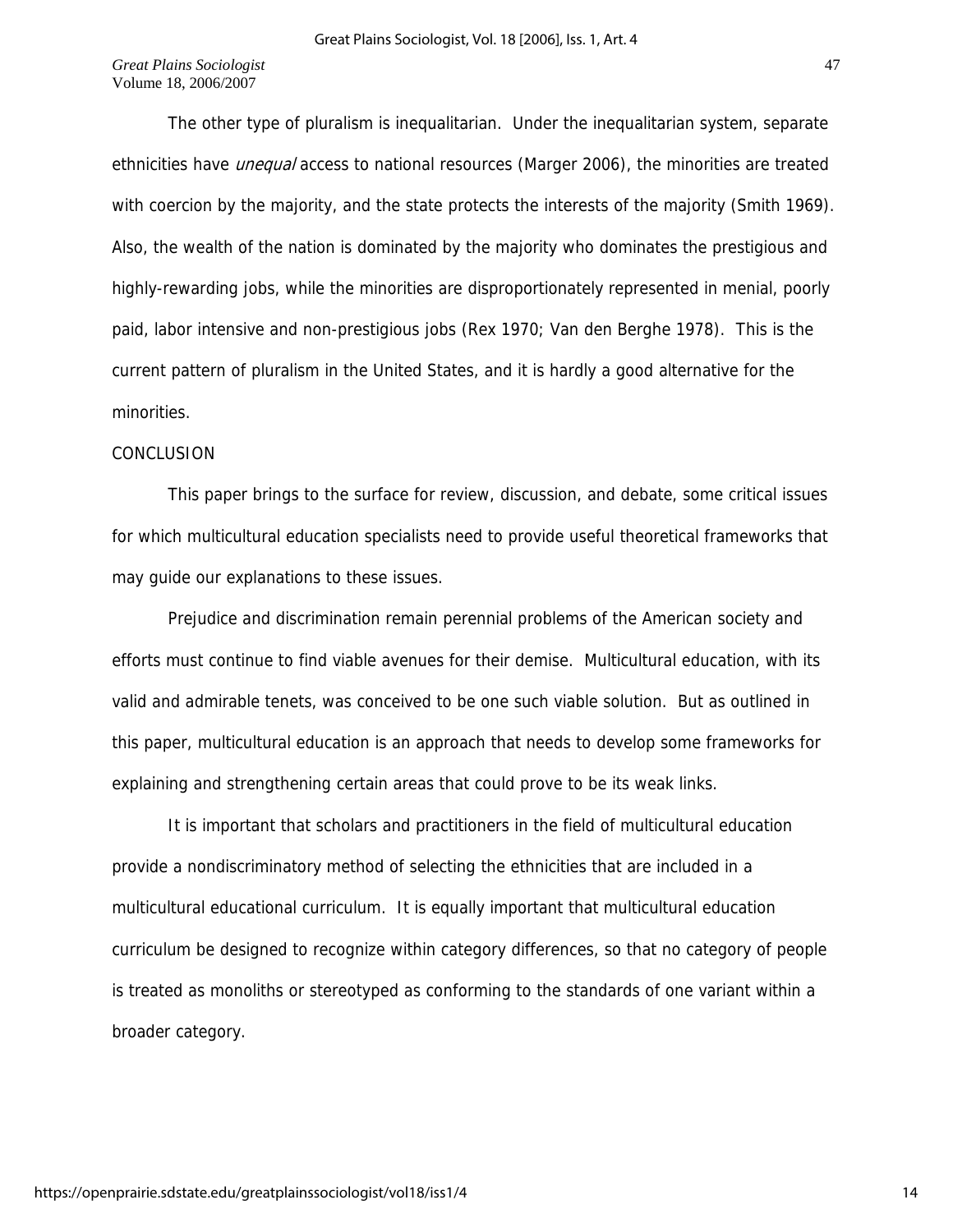The other type of pluralism is inequalitarian. Under the inequalitarian system, separate ethnicities have *unequal* access to national resources (Marger 2006), the minorities are treated with coercion by the majority, and the state protects the interests of the majority (Smith 1969). Also, the wealth of the nation is dominated by the majority who dominates the prestigious and highly-rewarding jobs, while the minorities are disproportionately represented in menial, poorly paid, labor intensive and non-prestigious jobs (Rex 1970; Van den Berghe 1978). This is the current pattern of pluralism in the United States, and it is hardly a good alternative for the minorities.

## CONCLUSION

This paper brings to the surface for review, discussion, and debate, some critical issues for which multicultural education specialists need to provide useful theoretical frameworks that may guide our explanations to these issues.

Prejudice and discrimination remain perennial problems of the American society and efforts must continue to find viable avenues for their demise. Multicultural education, with its valid and admirable tenets, was conceived to be one such viable solution. But as outlined in this paper, multicultural education is an approach that needs to develop some frameworks for explaining and strengthening certain areas that could prove to be its weak links.

It is important that scholars and practitioners in the field of multicultural education provide a nondiscriminatory method of selecting the ethnicities that are included in a multicultural educational curriculum. It is equally important that multicultural education curriculum be designed to recognize within category differences, so that no category of people is treated as monoliths or stereotyped as conforming to the standards of one variant within a broader category.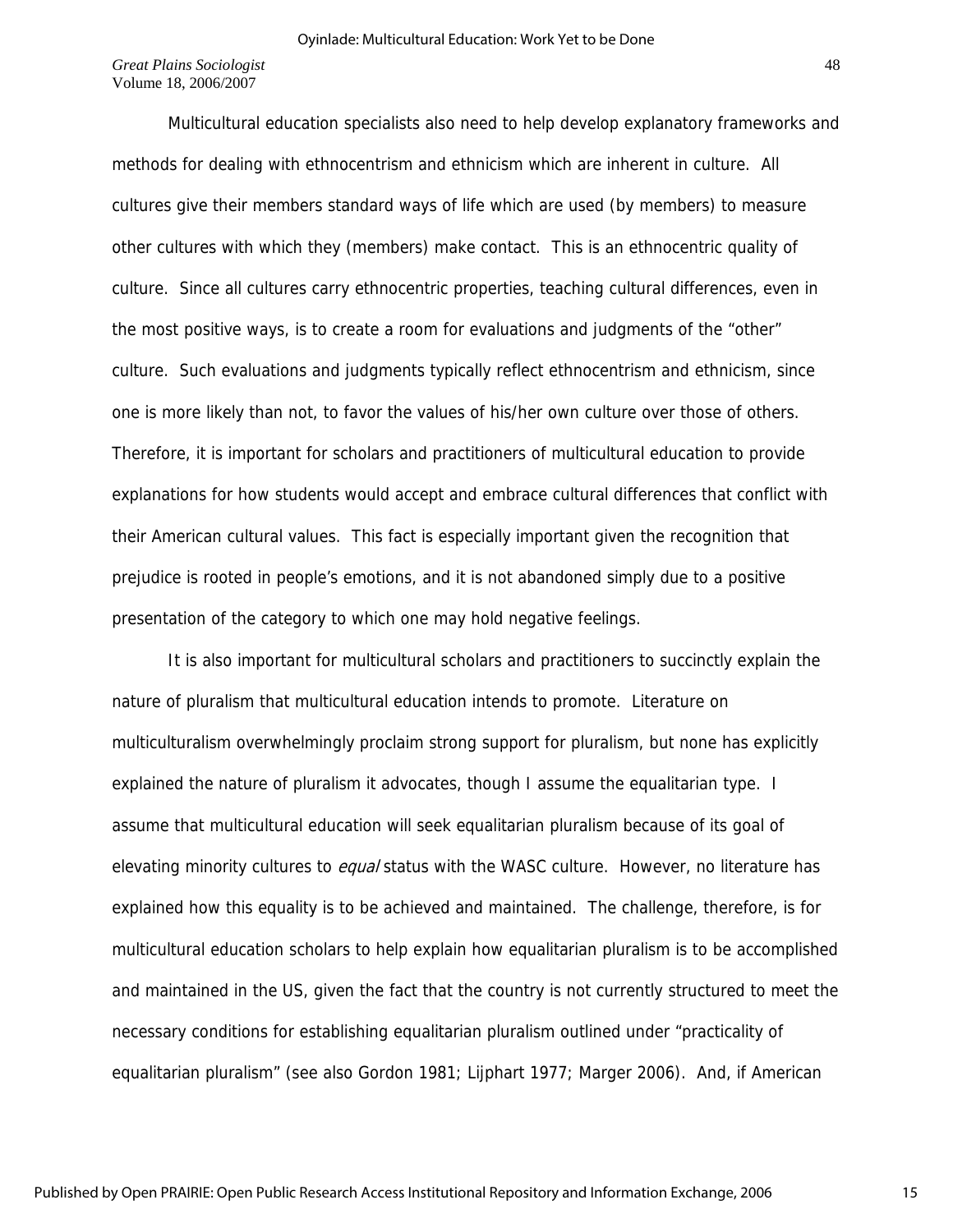Multicultural education specialists also need to help develop explanatory frameworks and methods for dealing with ethnocentrism and ethnicism which are inherent in culture. All cultures give their members standard ways of life which are used (by members) to measure other cultures with which they (members) make contact. This is an ethnocentric quality of culture. Since all cultures carry ethnocentric properties, teaching cultural differences, even in the most positive ways, is to create a room for evaluations and judgments of the "other" culture. Such evaluations and judgments typically reflect ethnocentrism and ethnicism, since one is more likely than not, to favor the values of his/her own culture over those of others. Therefore, it is important for scholars and practitioners of multicultural education to provide explanations for how students would accept and embrace cultural differences that conflict with their American cultural values. This fact is especially important given the recognition that prejudice is rooted in people's emotions, and it is not abandoned simply due to a positive presentation of the category to which one may hold negative feelings.

It is also important for multicultural scholars and practitioners to succinctly explain the nature of pluralism that multicultural education intends to promote. Literature on multiculturalism overwhelmingly proclaim strong support for pluralism, but none has explicitly explained the nature of pluralism it advocates, though I assume the equalitarian type. I assume that multicultural education will seek equalitarian pluralism because of its goal of elevating minority cultures to *equal* status with the WASC culture. However, no literature has explained how this equality is to be achieved and maintained. The challenge, therefore, is for multicultural education scholars to help explain how equalitarian pluralism is to be accomplished and maintained in the US, given the fact that the country is not currently structured to meet the necessary conditions for establishing equalitarian pluralism outlined under "practicality of equalitarian pluralism" (see also Gordon 1981; Lijphart 1977; Marger 2006). And, if American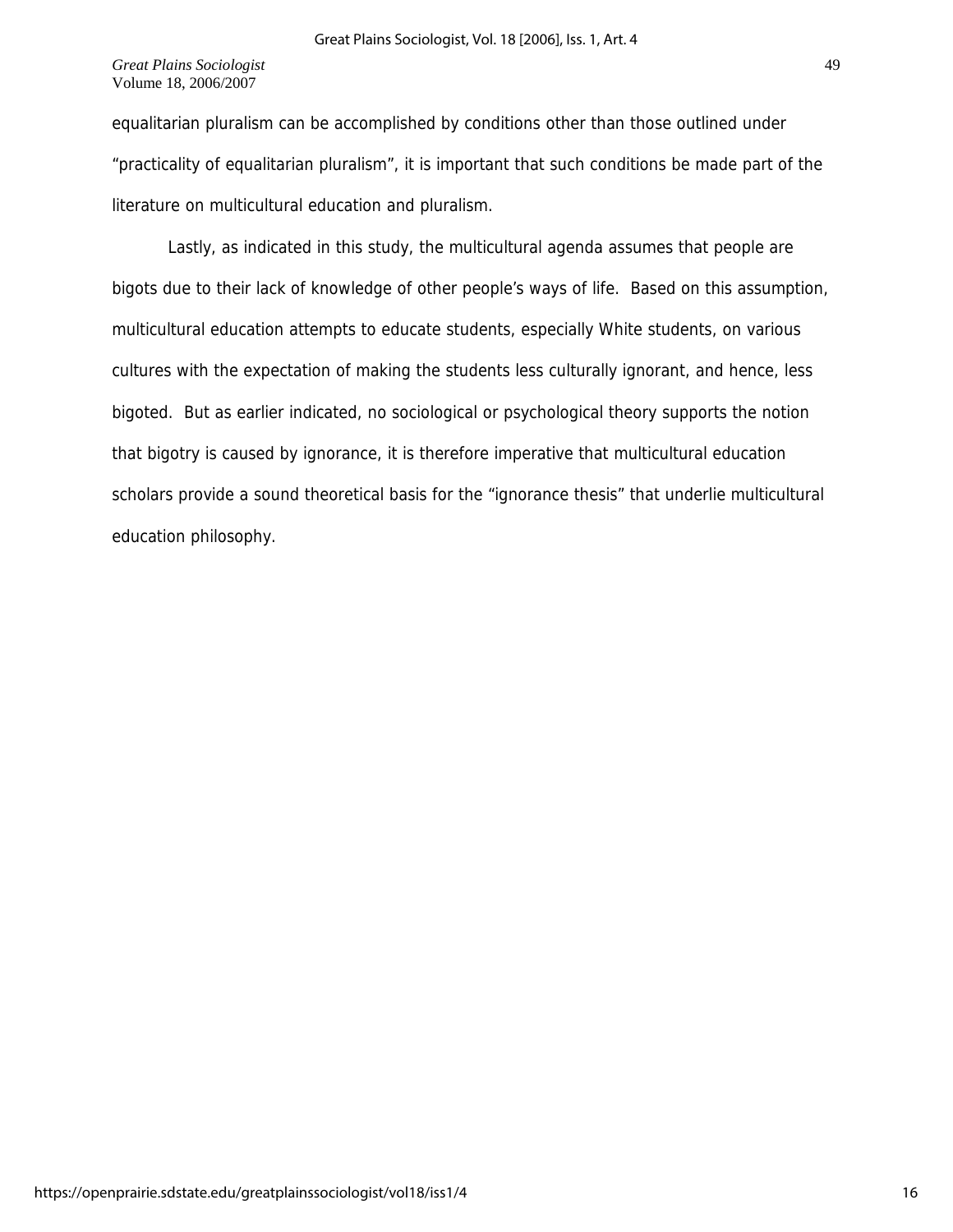equalitarian pluralism can be accomplished by conditions other than those outlined under "practicality of equalitarian pluralism", it is important that such conditions be made part of the literature on multicultural education and pluralism.

Lastly, as indicated in this study, the multicultural agenda assumes that people are bigots due to their lack of knowledge of other people's ways of life. Based on this assumption, multicultural education attempts to educate students, especially White students, on various cultures with the expectation of making the students less culturally ignorant, and hence, less bigoted. But as earlier indicated, no sociological or psychological theory supports the notion that bigotry is caused by ignorance, it is therefore imperative that multicultural education scholars provide a sound theoretical basis for the "ignorance thesis" that underlie multicultural education philosophy.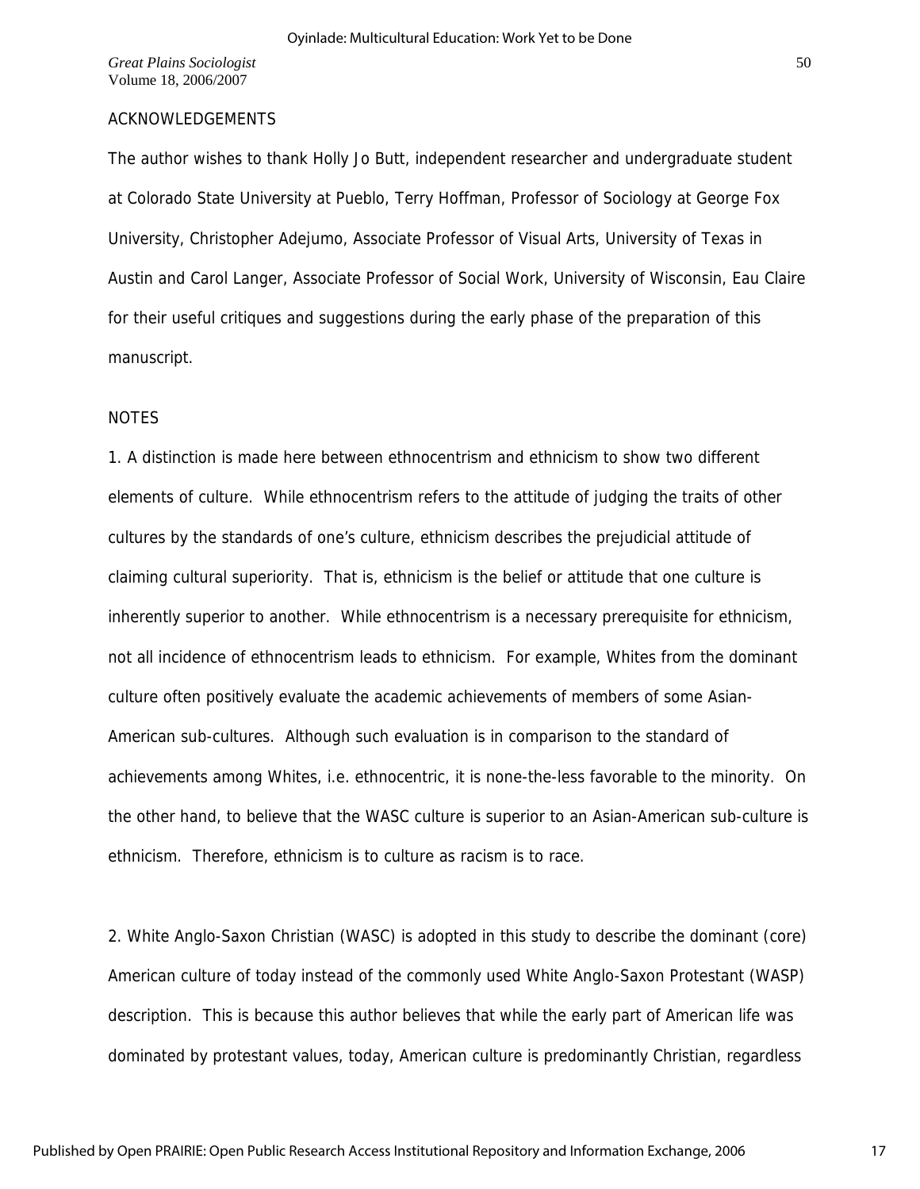## ACKNOWLEDGEMENTS

The author wishes to thank Holly Jo Butt, independent researcher and undergraduate student at Colorado State University at Pueblo, Terry Hoffman, Professor of Sociology at George Fox University, Christopher Adejumo, Associate Professor of Visual Arts, University of Texas in Austin and Carol Langer, Associate Professor of Social Work, University of Wisconsin, Eau Claire for their useful critiques and suggestions during the early phase of the preparation of this manuscript.

## NOTES

1. A distinction is made here between ethnocentrism and ethnicism to show two different elements of culture. While ethnocentrism refers to the attitude of judging the traits of other cultures by the standards of one's culture, ethnicism describes the prejudicial attitude of claiming cultural superiority. That is, ethnicism is the belief or attitude that one culture is inherently superior to another. While ethnocentrism is a necessary prerequisite for ethnicism, not all incidence of ethnocentrism leads to ethnicism. For example, Whites from the dominant culture often positively evaluate the academic achievements of members of some Asian-American sub-cultures. Although such evaluation is in comparison to the standard of achievements among Whites, i.e. ethnocentric, it is none-the-less favorable to the minority. On the other hand, to believe that the WASC culture is superior to an Asian-American sub-culture is ethnicism. Therefore, ethnicism is to culture as racism is to race.

2. White Anglo-Saxon Christian (WASC) is adopted in this study to describe the dominant (core) American culture of today instead of the commonly used White Anglo-Saxon Protestant (WASP) description. This is because this author believes that while the early part of American life was dominated by protestant values, today, American culture is predominantly Christian, regardless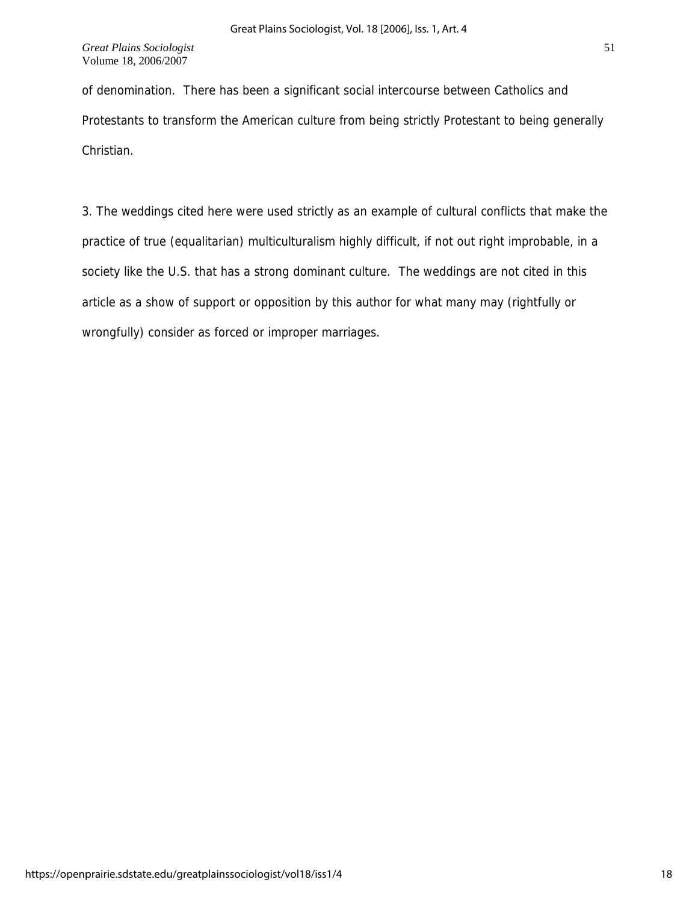of denomination. There has been a significant social intercourse between Catholics and Protestants to transform the American culture from being strictly Protestant to being generally Christian.

3. The weddings cited here were used strictly as an example of cultural conflicts that make the practice of true (equalitarian) multiculturalism highly difficult, if not out right improbable, in a society like the U.S. that has a strong dominant culture. The weddings are not cited in this article as a show of support or opposition by this author for what many may (rightfully or wrongfully) consider as forced or improper marriages.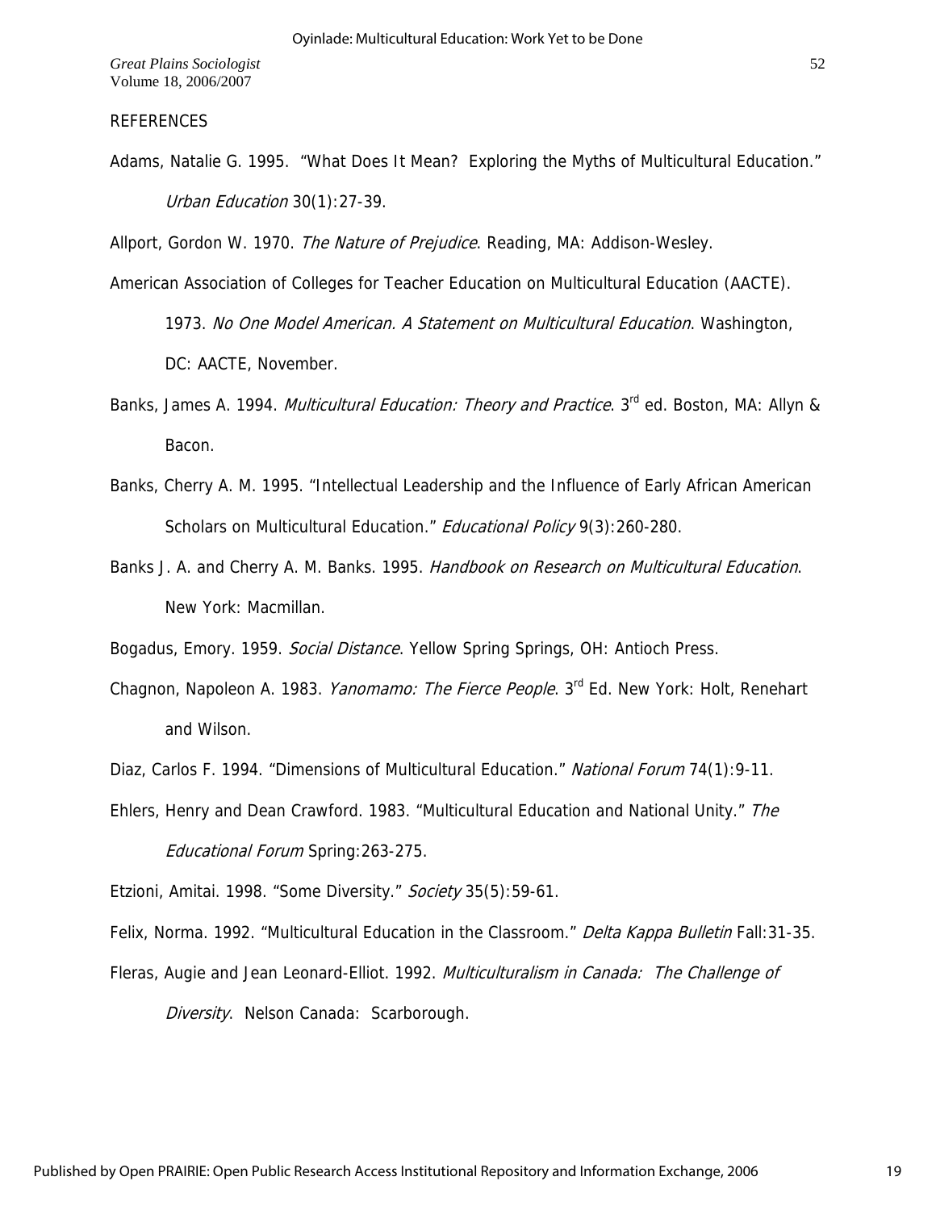REFERENCES

Adams, Natalie G. 1995. "What Does It Mean? Exploring the Myths of Multicultural Education." *Urban Education* 30(1):27-39.

Allport, Gordon W. 1970. *The Nature of Prejudice*. Reading, MA: Addison-Wesley.

American Association of Colleges for Teacher Education on Multicultural Education (AACTE). 1973. *No One Model American. A Statement on Multicultural Education*. Washington, DC: AACTE, November.

Banks, James A. 1994. *Multicultural Education: Theory and Practice*. 3rd ed. Boston, MA: Allyn & Bacon.

Banks, Cherry A. M. 1995. "Intellectual Leadership and the Influence of Early African American Scholars on Multicultural Education." *Educational Policy* 9(3):260-280.

Banks J. A. and Cherry A. M. Banks. 1995. *Handbook on Research on Multicultural Education*. New York: Macmillan.

Bogadus, Emory. 1959. *Social Distance*. Yellow Spring Springs, OH: Antioch Press.

Chagnon, Napoleon A. 1983. *Yanomamo: The Fierce People*. 3rd Ed. New York: Holt, Renehart and Wilson.

Diaz, Carlos F. 1994. "Dimensions of Multicultural Education." *National Forum* 74(1):9-11.

Ehlers, Henry and Dean Crawford. 1983. "Multicultural Education and National Unity." *The Educational Forum* Spring:263-275.

Etzioni, Amitai. 1998. "Some Diversity." *Society* 35(5):59-61.

Felix, Norma. 1992. "Multicultural Education in the Classroom." *Delta Kappa Bulletin* Fall:31-35.

Fleras, Augie and Jean Leonard-Elliot. 1992. *Multiculturalism in Canada: The Challenge of Diversity*. Nelson Canada: Scarborough.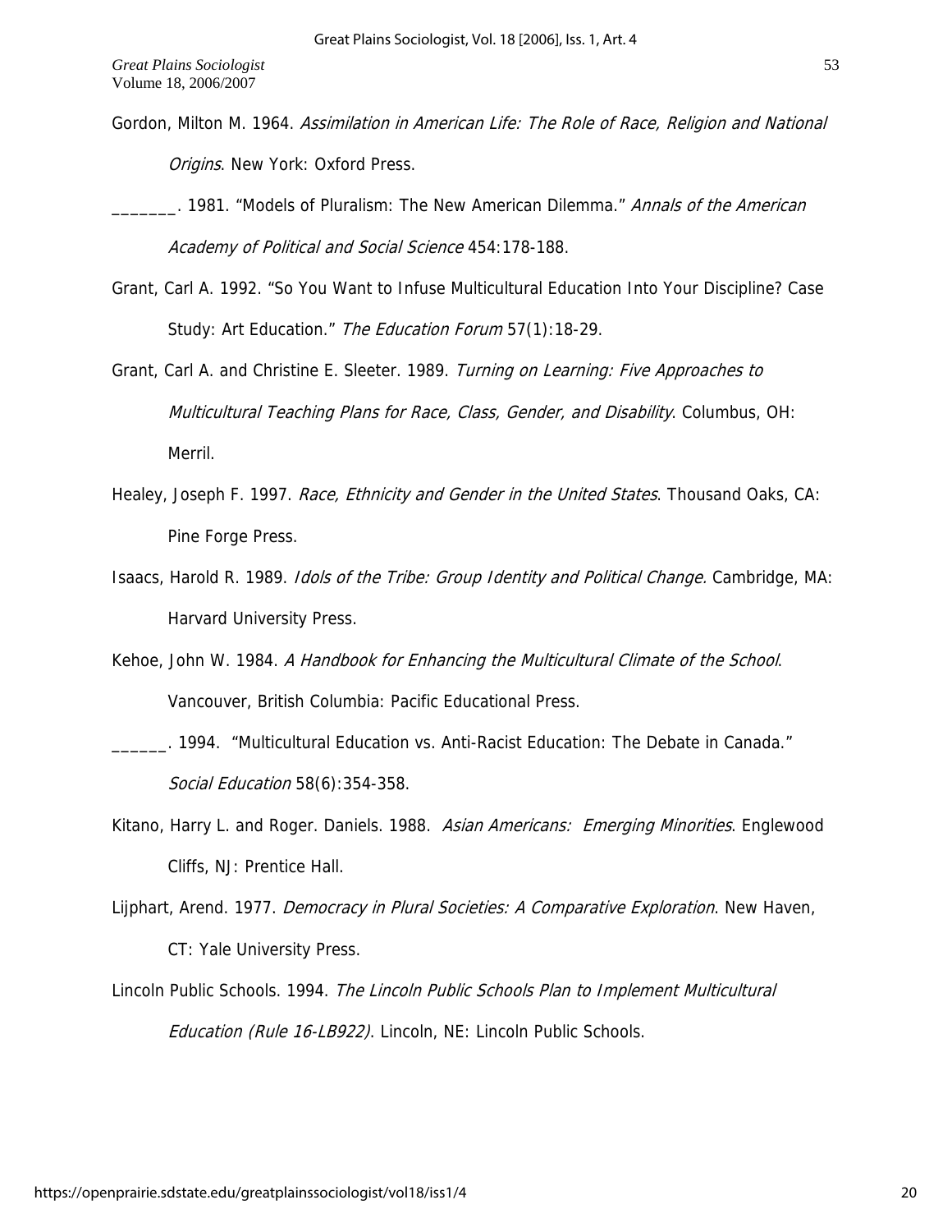Gordon, Milton M. 1964. *Assimilation in American Life: The Role of Race, Religion and National Origins*. New York: Oxford Press.

_______. 1981. "Models of Pluralism: The New American Dilemma." *Annals of the American Academy of Political and Social Science* 454:178-188.

Grant, Carl A. 1992. "So You Want to Infuse Multicultural Education Into Your Discipline? Case Study: Art Education." *The Education Forum* 57(1):18-29.

Grant, Carl A. and Christine E. Sleeter. 1989. *Turning on Learning: Five Approaches to Multicultural Teaching Plans for Race, Class, Gender, and Disability*. Columbus, OH: Merril.

Healey, Joseph F. 1997. *Race, Ethnicity and Gender in the United States*. Thousand Oaks, CA: Pine Forge Press.

Isaacs, Harold R. 1989. *Idols of the Tribe: Group Identity and Political Change.* Cambridge, MA: Harvard University Press.

Kehoe, John W. 1984. *A Handbook for Enhancing the Multicultural Climate of the School*. Vancouver, British Columbia: Pacific Educational Press.

______. 1994. "Multicultural Education vs. Anti-Racist Education: The Debate in Canada." *Social Education* 58(6):354-358.

Kitano, Harry L. and Roger. Daniels. 1988. *Asian Americans: Emerging Minorities*. Englewood Cliffs, NJ: Prentice Hall.

Lijphart, Arend. 1977. *Democracy in Plural Societies: A Comparative Exploration*. New Haven, CT: Yale University Press.

Lincoln Public Schools. 1994. *The Lincoln Public Schools Plan to Implement Multicultural Education (Rule 16-LB922)*. Lincoln, NE: Lincoln Public Schools.